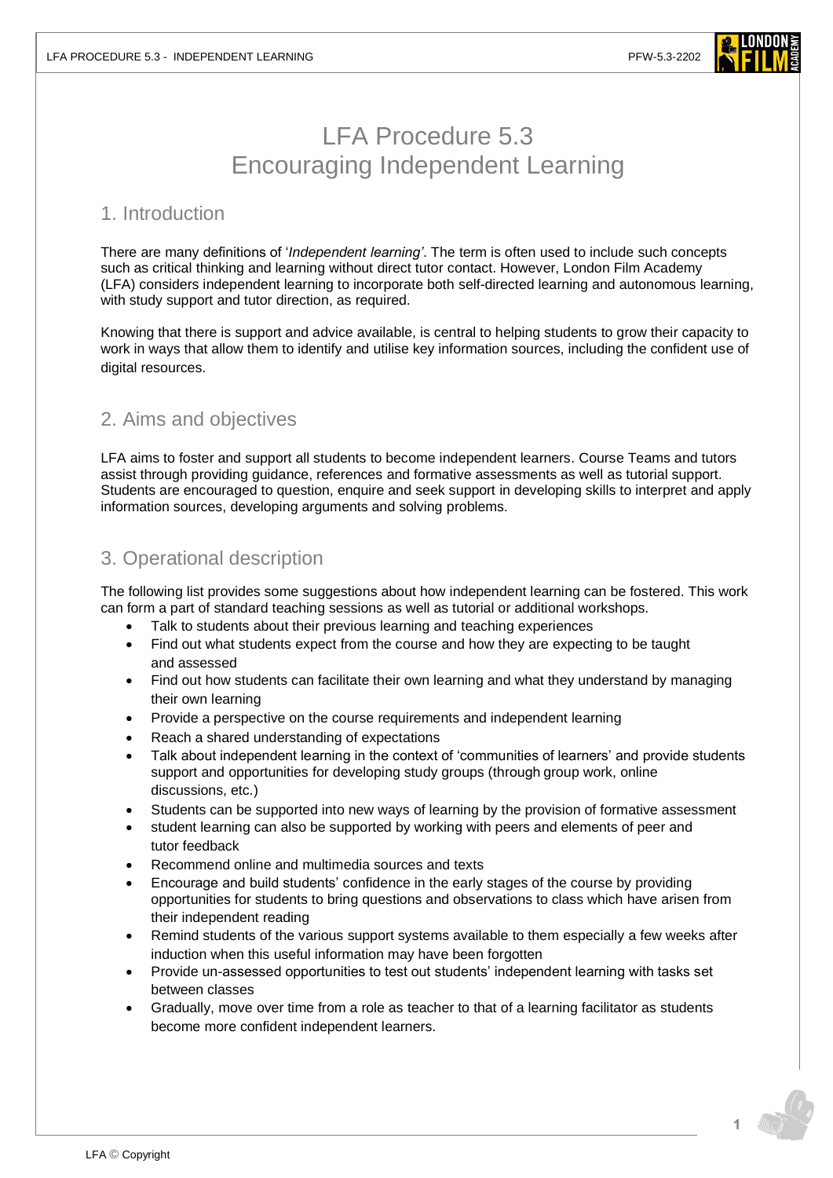# LFA Procedure 5.3
# Encouraging Independent Learning

## 1. Introduction

There are many definitions of '*Independent learning'*. The term is often used to include such concepts such as critical thinking and learning without direct tutor contact. However, London Film Academy (LFA) considers independent learning to incorporate both self-directed learning and autonomous learning, with study support and tutor direction, as required.

Knowing that there is support and advice available, is central to helping students to grow their capacity to work in ways that allow them to identify and utilise key information sources, including the confident use of digital resources.

## 2. Aims and objectives

LFA aims to foster and support all students to become independent learners. Course Teams and tutors assist through providing guidance, references and formative assessments as well as tutorial support. Students are encouraged to question, enquire and seek support in developing skills to interpret and apply information sources, developing arguments and solving problems.

## 3. Operational description

The following list provides some suggestions about how independent learning can be fostered. This work can form a part of standard teaching sessions as well as tutorial or additional workshops.

- Talk to students about their previous learning and teaching experiences
- Find out what students expect from the course and how they are expecting to be taught and assessed
- Find out how students can facilitate their own learning and what they understand by managing their own learning
- Provide a perspective on the course requirements and independent learning
- Reach a shared understanding of expectations
- Talk about independent learning in the context of 'communities of learners' and provide students support and opportunities for developing study groups (through group work, online discussions, etc.)
- Students can be supported into new ways of learning by the provision of formative assessment
- student learning can also be supported by working with peers and elements of peer and tutor feedback
- Recommend online and multimedia sources and texts
- Encourage and build students' confidence in the early stages of the course by providing opportunities for students to bring questions and observations to class which have arisen from their independent reading
- Remind students of the various support systems available to them especially a few weeks after induction when this useful information may have been forgotten
- Provide un-assessed opportunities to test out students' independent learning with tasks set between classes
- Gradually, move over time from a role as teacher to that of a learning facilitator as students become more confident independent learners.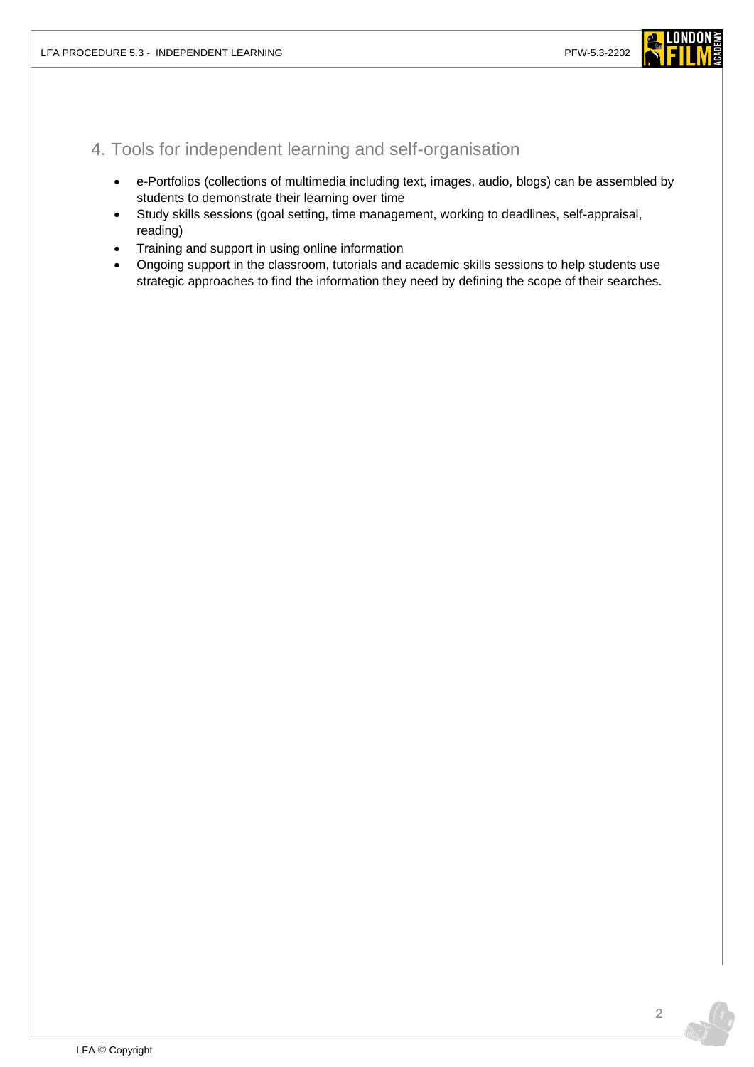## 4. Tools for independent learning and self-organisation

- e-Portfolios (collections of multimedia including text, images, audio, blogs) can be assembled by students to demonstrate their learning over time
- Study skills sessions (goal setting, time management, working to deadlines, self-appraisal, reading)
- Training and support in using online information
- Ongoing support in the classroom, tutorials and academic skills sessions to help students use strategic approaches to find the information they need by defining the scope of their searches.